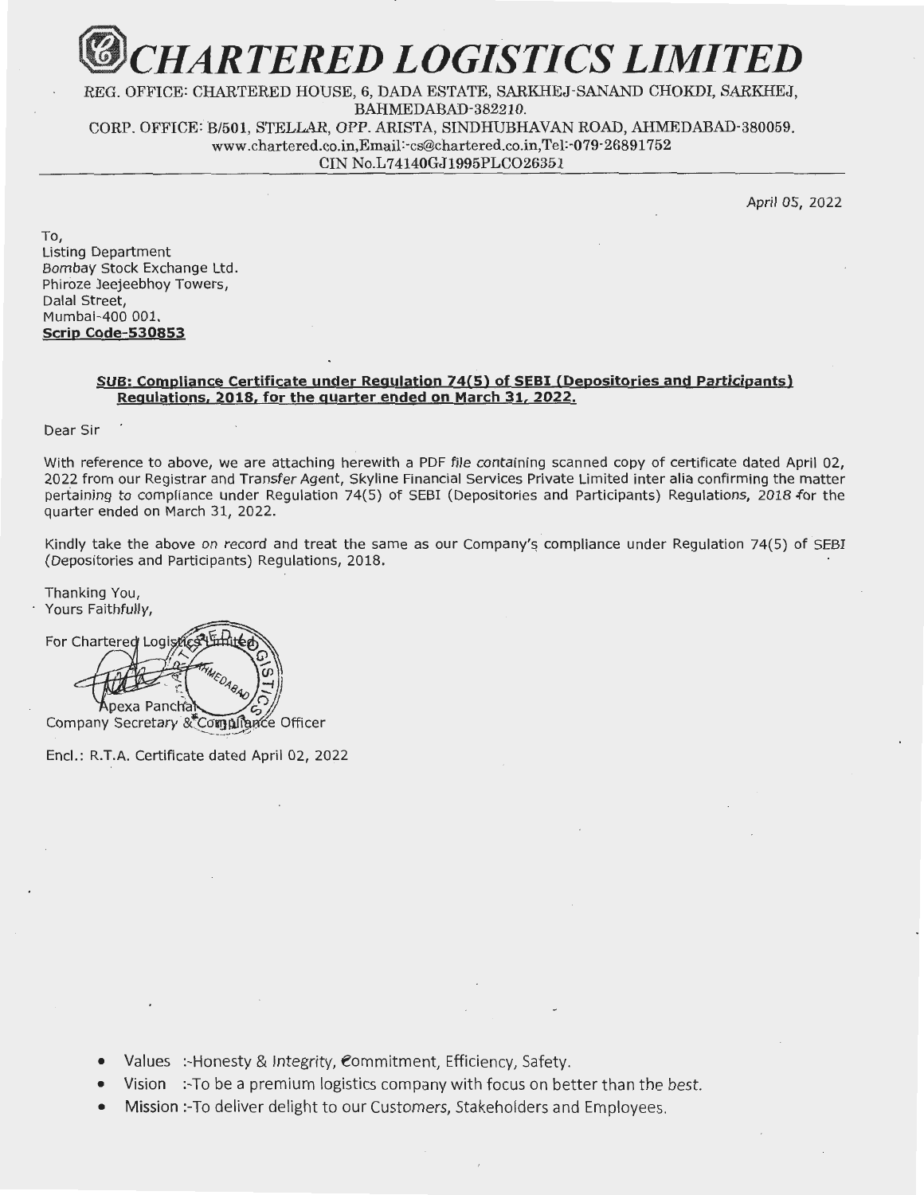# CHARTERED LOGISTICS LIMITED

REG. OFFICE: CHARTERED HOUSE, 6, DADA ESTATE, SARKHEJ-SANAND CHOKDI, SARKHEJ, BAHMEDABAD-382210.
CORP. OFFICE: B/501, STELLAR, OPP. ARISTA, SINDHUBHAVAN ROAD, AHMEDABAD-380059.
www.chartered.co.in,Email:-cs@chartered.co.in,Tel:-079-26891752
CIN No.L74140GJ1995PLCO26351

April 05, 2022

To,
Listing Department
Bombay Stock Exchange Ltd.
Phiroze Jeejeebhoy Towers,
Dalal Street,
Mumbai-400 001.
**Scrip Code-530853**

**SUB: Compliance Certificate under Regulation 74(5) of SEBI (Depositories and Participants) Regulations, 2018, for the quarter ended on March 31, 2022.**

Dear Sir

With reference to above, we are attaching herewith a PDF file containing scanned copy of certificate dated April 02, 2022 from our Registrar and Transfer Agent, Skyline Financial Services Private Limited inter alia confirming the matter pertaining to compliance under Regulation 74(5) of SEBI (Depositories and Participants) Regulations, 2018 for the quarter ended on March 31, 2022.

Kindly take the above on record and treat the same as our Company's compliance under Regulation 74(5) of SEBI (Depositories and Participants) Regulations, 2018.

Thanking You,
Yours Faithfully,

For Chartered Logistics Limited

Apexa Panchal
Company Secretary & Compliance Officer

Encl.: R.T.A. Certificate dated April 02, 2022

- Values :-Honesty & Integrity, Commitment, Efficiency, Safety.
- Vision :-To be a premium logistics company with focus on better than the best.
- Mission :-To deliver delight to our Customers, Stakeholders and Employees.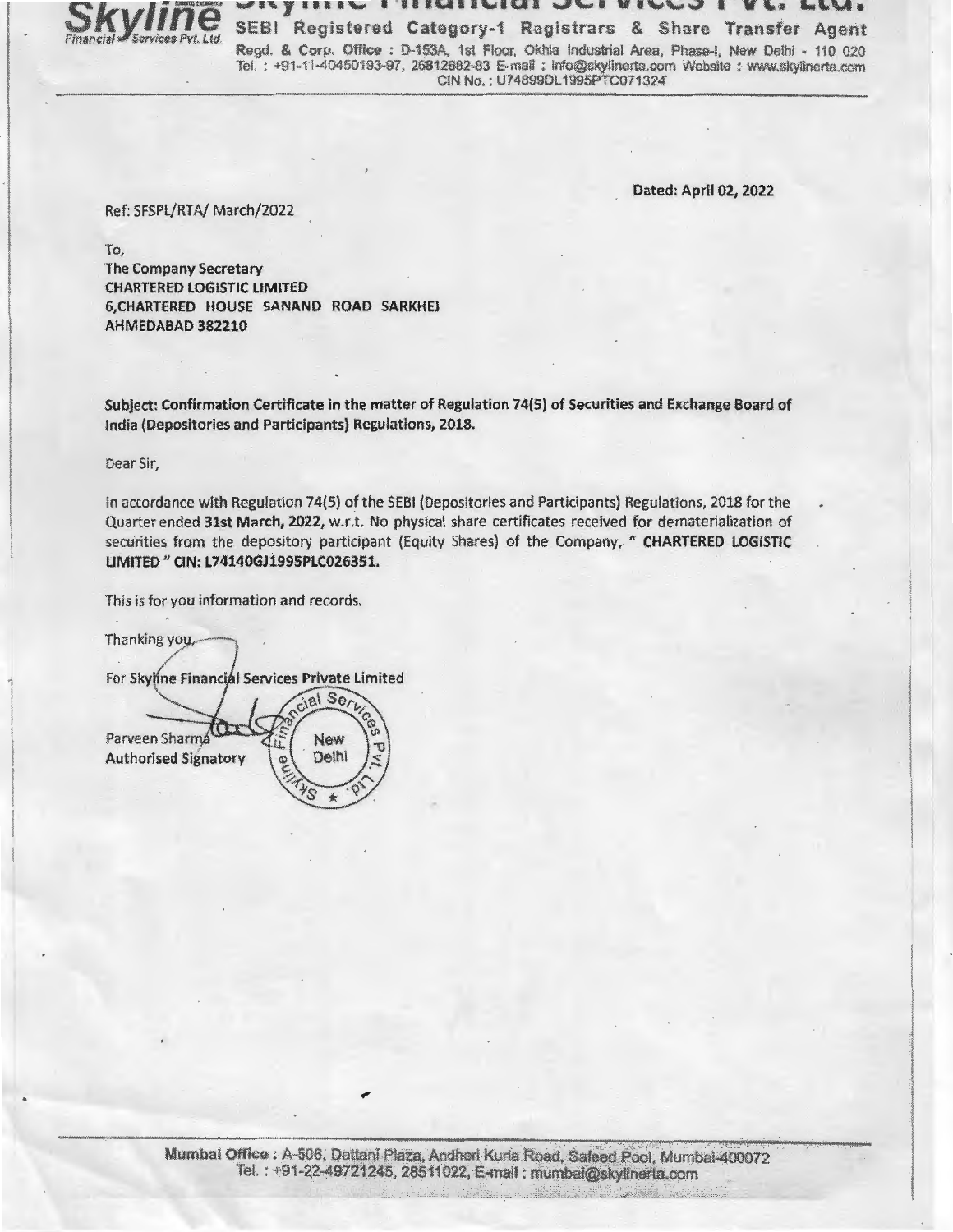# Skyline Financial Services Pvt. Ltd.

SEBI Registered Category-1 Registrars & Share Transfer Agent

Regd. & Corp. Office : D-153A, 1st Floor, Okhla Industrial Area, Phase-I, New Delhi - 110 020
Tel. : +91-11-40450193-97, 26812682-83 E-mail : info@skylinerta.com Website : www.skylinerta.com
CIN No. : U74899DL1995PTC071324

**Dated: April 02, 2022**

Ref: SFSPL/RTA/ March/2022

To,
**The Company Secretary**
**CHARTERED LOGISTIC LIMITED**
**6,CHARTERED HOUSE SANAND ROAD SARKHEJ**
**AHMEDABAD 382210**

**Subject: Confirmation Certificate in the matter of Regulation 74(5) of Securities and Exchange Board of India (Depositories and Participants) Regulations, 2018.**

Dear Sir,

In accordance with Regulation 74(5) of the SEBI (Depositories and Participants) Regulations, 2018 for the Quarter ended **31st March, 2022,** w.r.t. No physical share certificates received for dematerialization of securities from the depository participant (Equity Shares) of the Company, " **CHARTERED LOGISTIC LIMITED " CIN: L74140GJ1995PLC026351.**

This is for you information and records.

Thanking you,

**For Skyline Financial Services Private Limited**

Parveen Sharma
Authorised Signatory

Mumbai Office : A-506, Dattani Plaza, Andheri Kurla Road, Safeed Pool, Mumbai-400072
Tel. : +91-22-49721245, 28511022, E-mail : mumbai@skylinerta.com